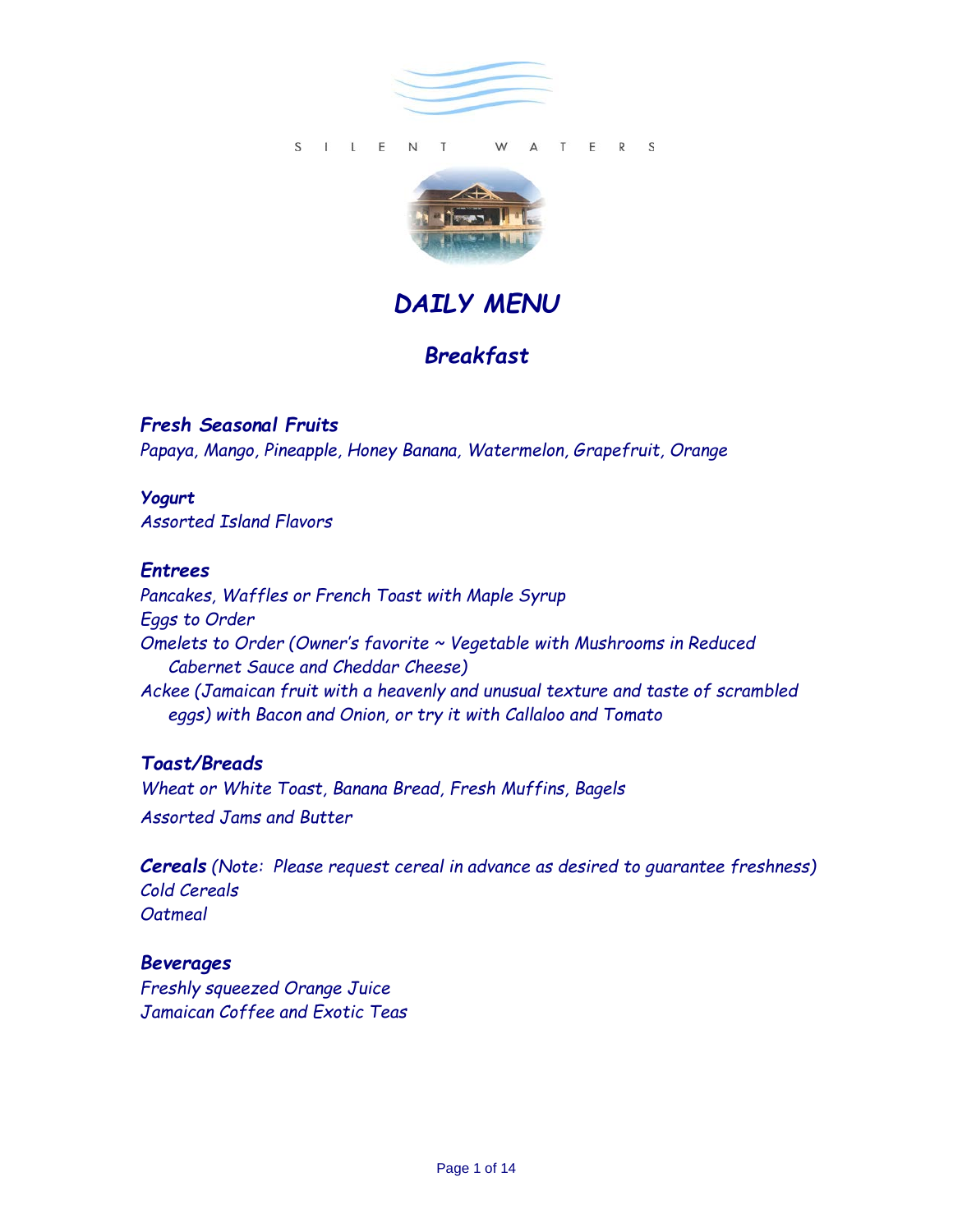S I L E N T   W A T E R S

# *DAILY MENU*

## *Breakfast*

***Fresh Seasonal Fruits***
*Papaya, Mango, Pineapple, Honey Banana, Watermelon, Grapefruit, Orange*

***Yogurt***
*Assorted Island Flavors*

***Entrees***
*Pancakes, Waffles or French Toast with Maple Syrup*
*Eggs to Order*
*Omelets to Order (Owner's favorite ~ Vegetable with Mushrooms in Reduced Cabernet Sauce and Cheddar Cheese)*
*Ackee (Jamaican fruit with a heavenly and unusual texture and taste of scrambled eggs) with Bacon and Onion, or try it with Callaloo and Tomato*

***Toast/Breads***
*Wheat or White Toast, Banana Bread, Fresh Muffins, Bagels*
*Assorted Jams and Butter*

***Cereals*** *(Note: Please request cereal in advance as desired to guarantee freshness)*
*Cold Cereals*
*Oatmeal*

***Beverages***
*Freshly squeezed Orange Juice*
*Jamaican Coffee and Exotic Teas*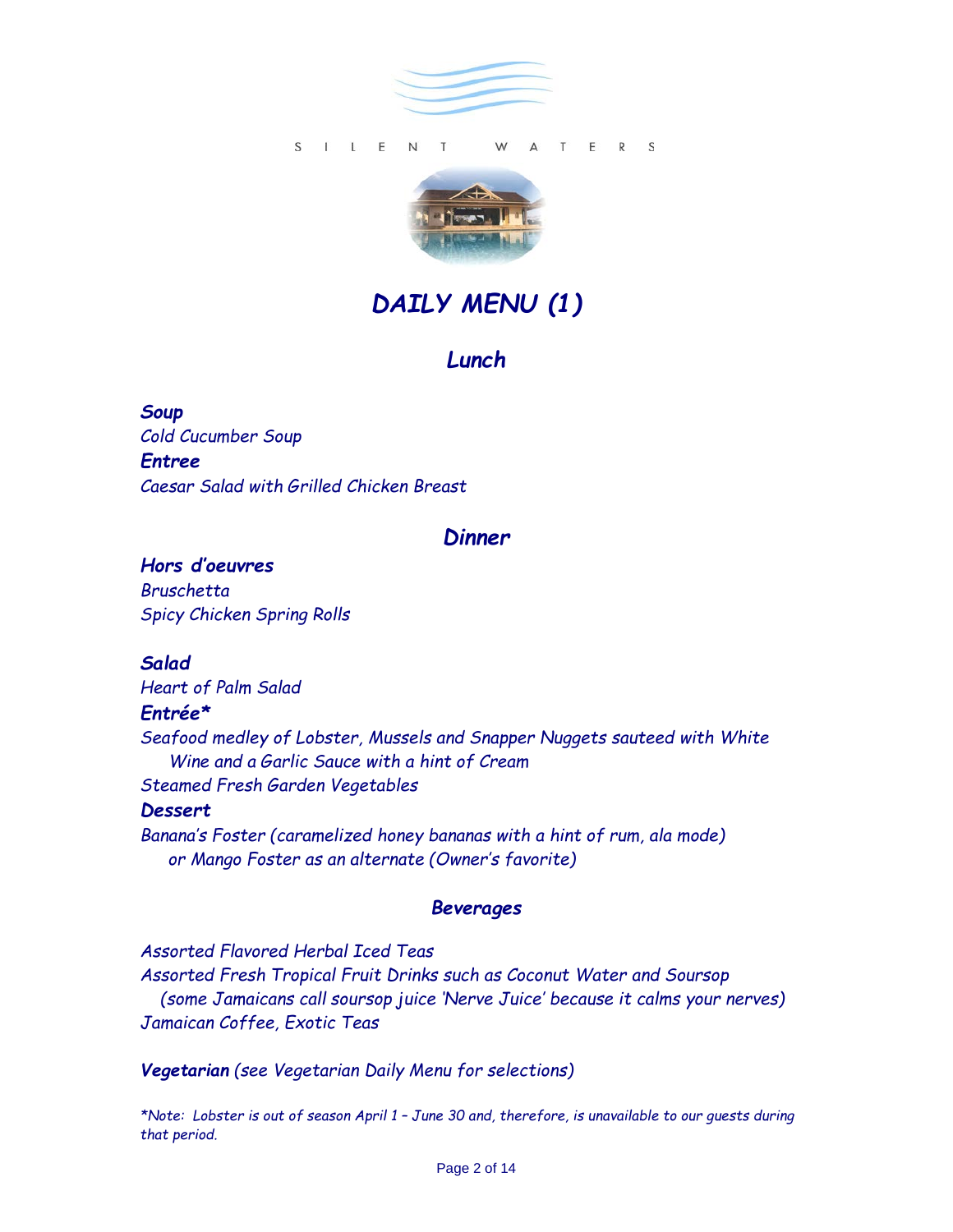SILENT WATERS

# DAILY MENU (1)

## Lunch

***Soup***
*Cold Cucumber Soup*
***Entree***
*Caesar Salad with Grilled Chicken Breast*

## Dinner

***Hors d'oeuvres***
*Bruschetta*
*Spicy Chicken Spring Rolls*

***Salad***
*Heart of Palm Salad*
***Entrée****
*Seafood medley of Lobster, Mussels and Snapper Nuggets sauteed with White Wine and a Garlic Sauce with a hint of Cream*
*Steamed Fresh Garden Vegetables*
***Dessert***
*Banana's Foster (caramelized honey bananas with a hint of rum, ala mode) or Mango Foster as an alternate (Owner's favorite)*

### Beverages

*Assorted Flavored Herbal Iced Teas*
*Assorted Fresh Tropical Fruit Drinks such as Coconut Water and Soursop (some Jamaicans call soursop juice 'Nerve Juice' because it calms your nerves)*
*Jamaican Coffee, Exotic Teas*

***Vegetarian*** *(see Vegetarian Daily Menu for selections)*

**Note: Lobster is out of season April 1 – June 30 and, therefore, is unavailable to our guests during that period.*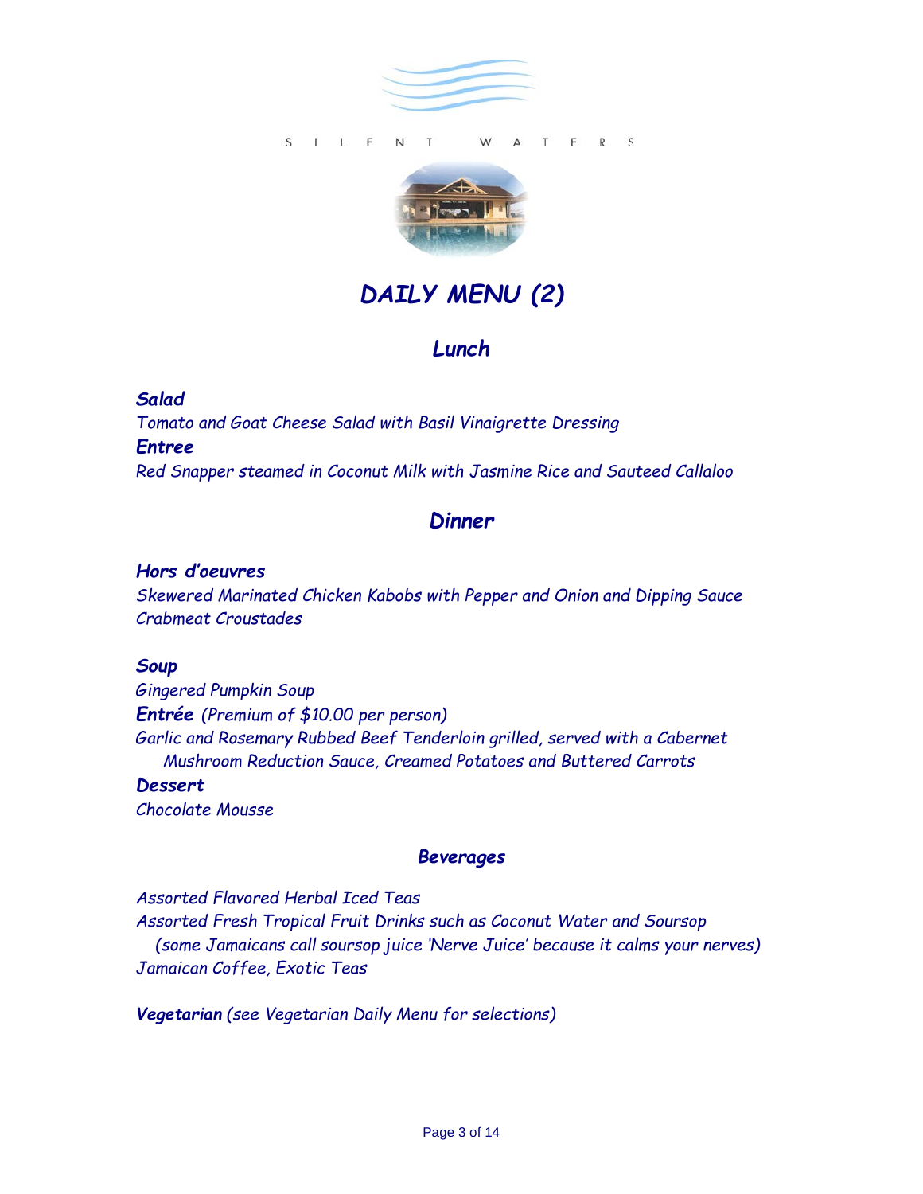S I L E N T   W A T E R S

# *DAILY MENU (2)*

## *Lunch*

***Salad***
*Tomato and Goat Cheese Salad with Basil Vinaigrette Dressing*
***Entree***
*Red Snapper steamed in Coconut Milk with Jasmine Rice and Sauteed Callaloo*

## *Dinner*

***Hors d'oeuvres***
*Skewered Marinated Chicken Kabobs with Pepper and Onion and Dipping Sauce*
*Crabmeat Croustades*

***Soup***
*Gingered Pumpkin Soup*
***Entrée*** *(Premium of $10.00 per person)*
*Garlic and Rosemary Rubbed Beef Tenderloin grilled, served with a Cabernet Mushroom Reduction Sauce, Creamed Potatoes and Buttered Carrots*
***Dessert***
*Chocolate Mousse*

### *Beverages*

*Assorted Flavored Herbal Iced Teas*
*Assorted Fresh Tropical Fruit Drinks such as Coconut Water and Soursop (some Jamaicans call soursop juice 'Nerve Juice' because it calms your nerves)*
*Jamaican Coffee, Exotic Teas*

***Vegetarian*** *(see Vegetarian Daily Menu for selections)*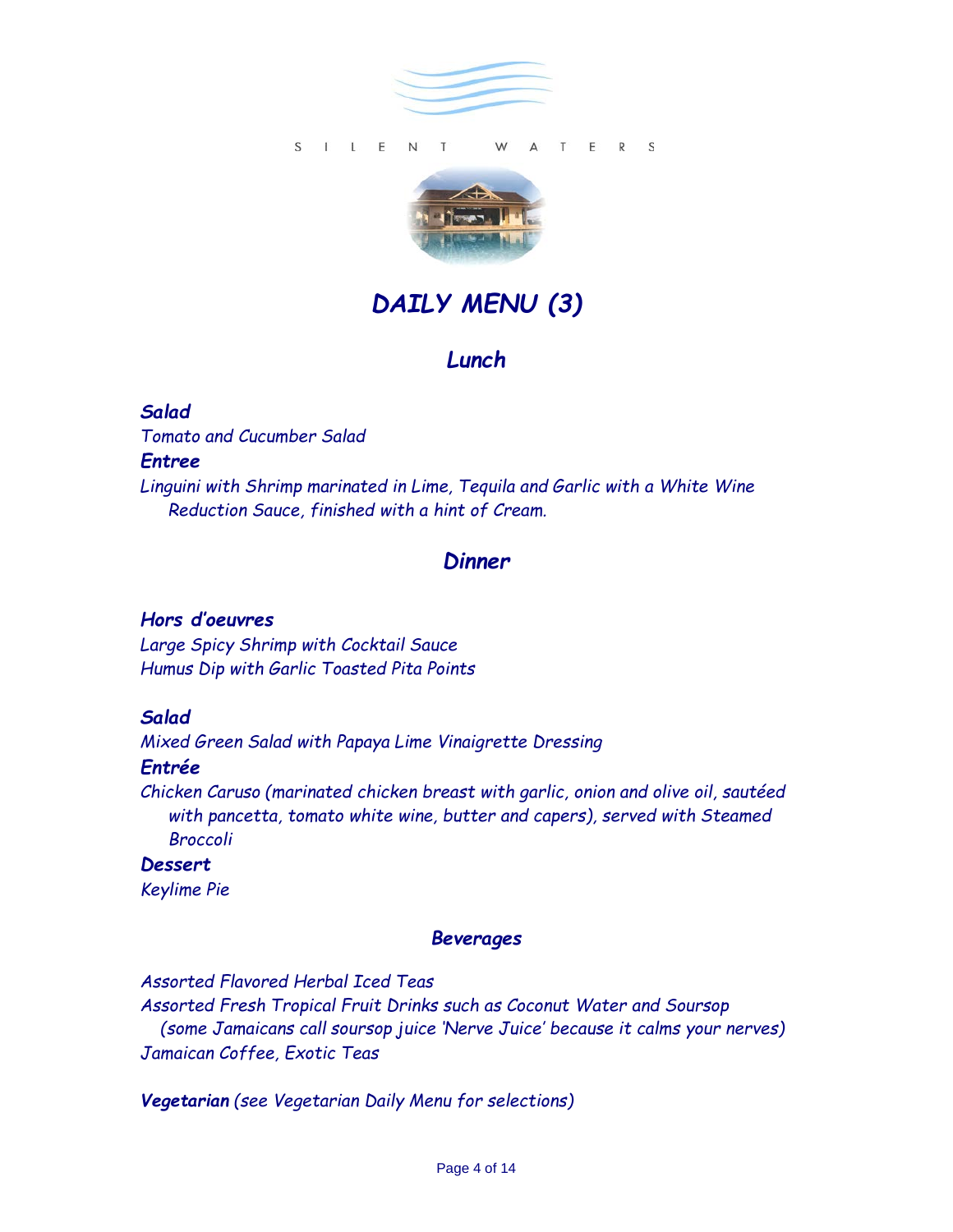SILENT WATERS

# *DAILY MENU (3)*

## *Lunch*

***Salad***

*Tomato and Cucumber Salad*

***Entree***

*Linguini with Shrimp marinated in Lime, Tequila and Garlic with a White Wine Reduction Sauce, finished with a hint of Cream.*

## *Dinner*

***Hors d'oeuvres***

*Large Spicy Shrimp with Cocktail Sauce*

*Humus Dip with Garlic Toasted Pita Points*

***Salad***

*Mixed Green Salad with Papaya Lime Vinaigrette Dressing*

***Entrée***

*Chicken Caruso (marinated chicken breast with garlic, onion and olive oil, sautéed with pancetta, tomato white wine, butter and capers), served with Steamed Broccoli*

***Dessert***

*Keylime Pie*

### *Beverages*

*Assorted Flavored Herbal Iced Teas*

*Assorted Fresh Tropical Fruit Drinks such as Coconut Water and Soursop (some Jamaicans call soursop juice 'Nerve Juice' because it calms your nerves)*

*Jamaican Coffee, Exotic Teas*

***Vegetarian*** *(see Vegetarian Daily Menu for selections)*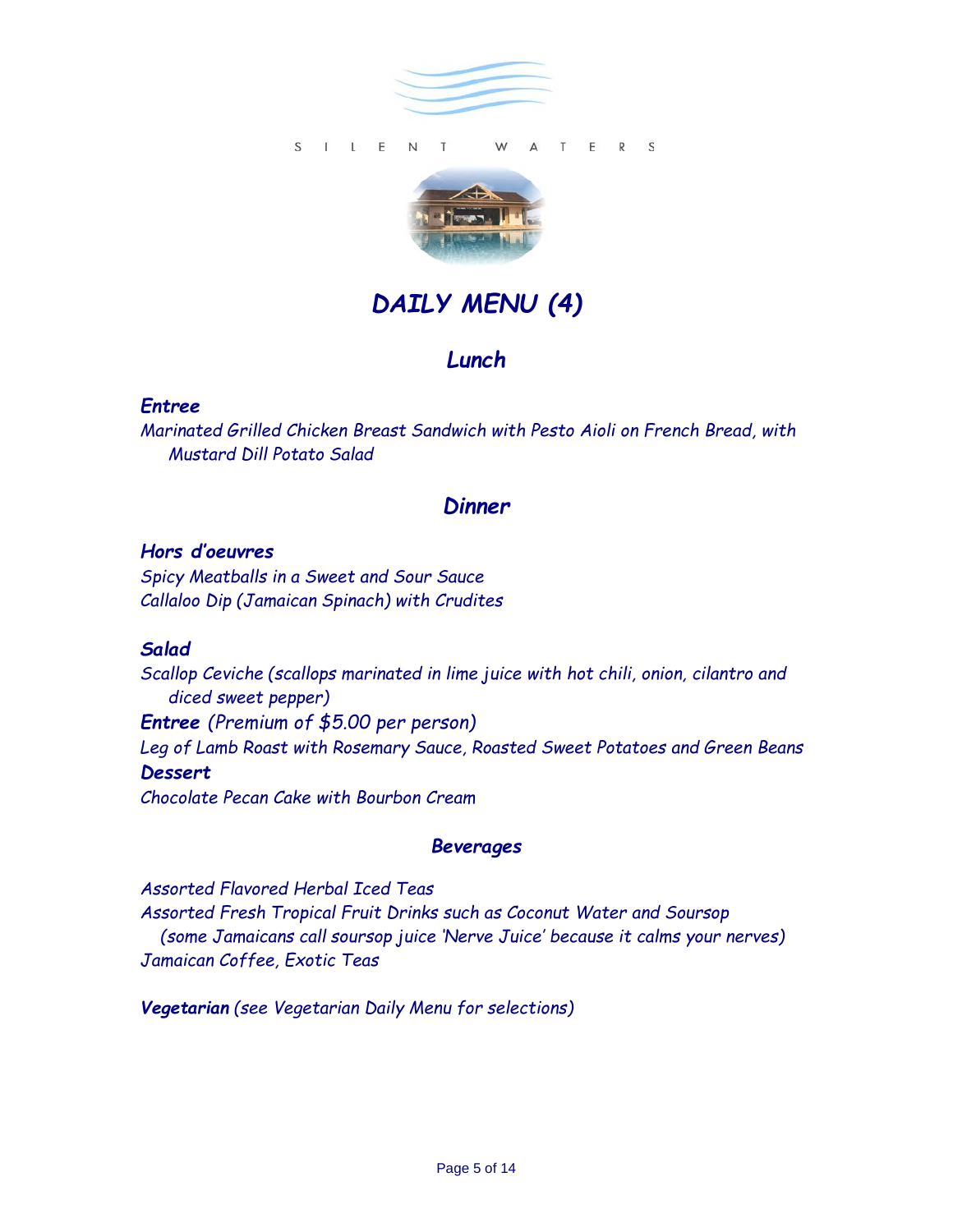S I L E N T   W A T E R S

# *DAILY MENU (4)*

## *Lunch*

***Entree***

*Marinated Grilled Chicken Breast Sandwich with Pesto Aioli on French Bread, with Mustard Dill Potato Salad*

## *Dinner*

***Hors d'oeuvres***

*Spicy Meatballs in a Sweet and Sour Sauce*
*Callaloo Dip (Jamaican Spinach) with Crudites*

***Salad***

*Scallop Ceviche (scallops marinated in lime juice with hot chili, onion, cilantro and diced sweet pepper)*

***Entree*** *(Premium of $5.00 per person)*

*Leg of Lamb Roast with Rosemary Sauce, Roasted Sweet Potatoes and Green Beans*

***Dessert***

*Chocolate Pecan Cake with Bourbon Cream*

### *Beverages*

*Assorted Flavored Herbal Iced Teas*
*Assorted Fresh Tropical Fruit Drinks such as Coconut Water and Soursop (some Jamaicans call soursop juice 'Nerve Juice' because it calms your nerves)*
*Jamaican Coffee, Exotic Teas*

***Vegetarian*** *(see Vegetarian Daily Menu for selections)*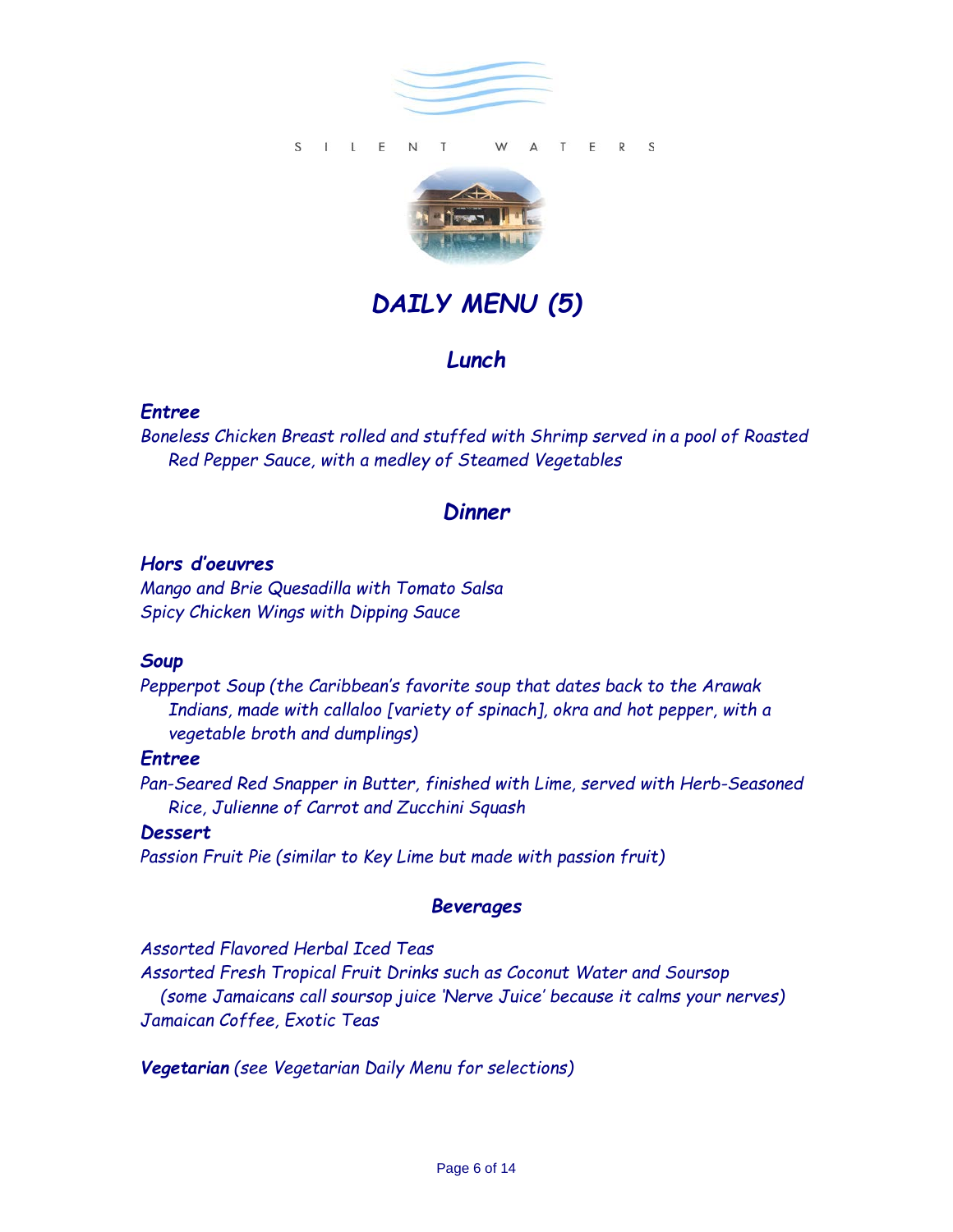S I L E N T   W A T E R S

# *DAILY MENU (5)*

## *Lunch*

### *Entree*

*Boneless Chicken Breast rolled and stuffed with Shrimp served in a pool of Roasted Red Pepper Sauce, with a medley of Steamed Vegetables*

## *Dinner*

### *Hors d'oeuvres*

*Mango and Brie Quesadilla with Tomato Salsa*
*Spicy Chicken Wings with Dipping Sauce*

### *Soup*

*Pepperpot Soup (the Caribbean's favorite soup that dates back to the Arawak Indians, made with callaloo [variety of spinach], okra and hot pepper, with a vegetable broth and dumplings)*

### *Entree*

*Pan-Seared Red Snapper in Butter, finished with Lime, served with Herb-Seasoned Rice, Julienne of Carrot and Zucchini Squash*

### *Dessert*

*Passion Fruit Pie (similar to Key Lime but made with passion fruit)*

## *Beverages*

*Assorted Flavored Herbal Iced Teas*
*Assorted Fresh Tropical Fruit Drinks such as Coconut Water and Soursop (some Jamaicans call soursop juice 'Nerve Juice' because it calms your nerves)*
*Jamaican Coffee, Exotic Teas*

***Vegetarian*** *(see Vegetarian Daily Menu for selections)*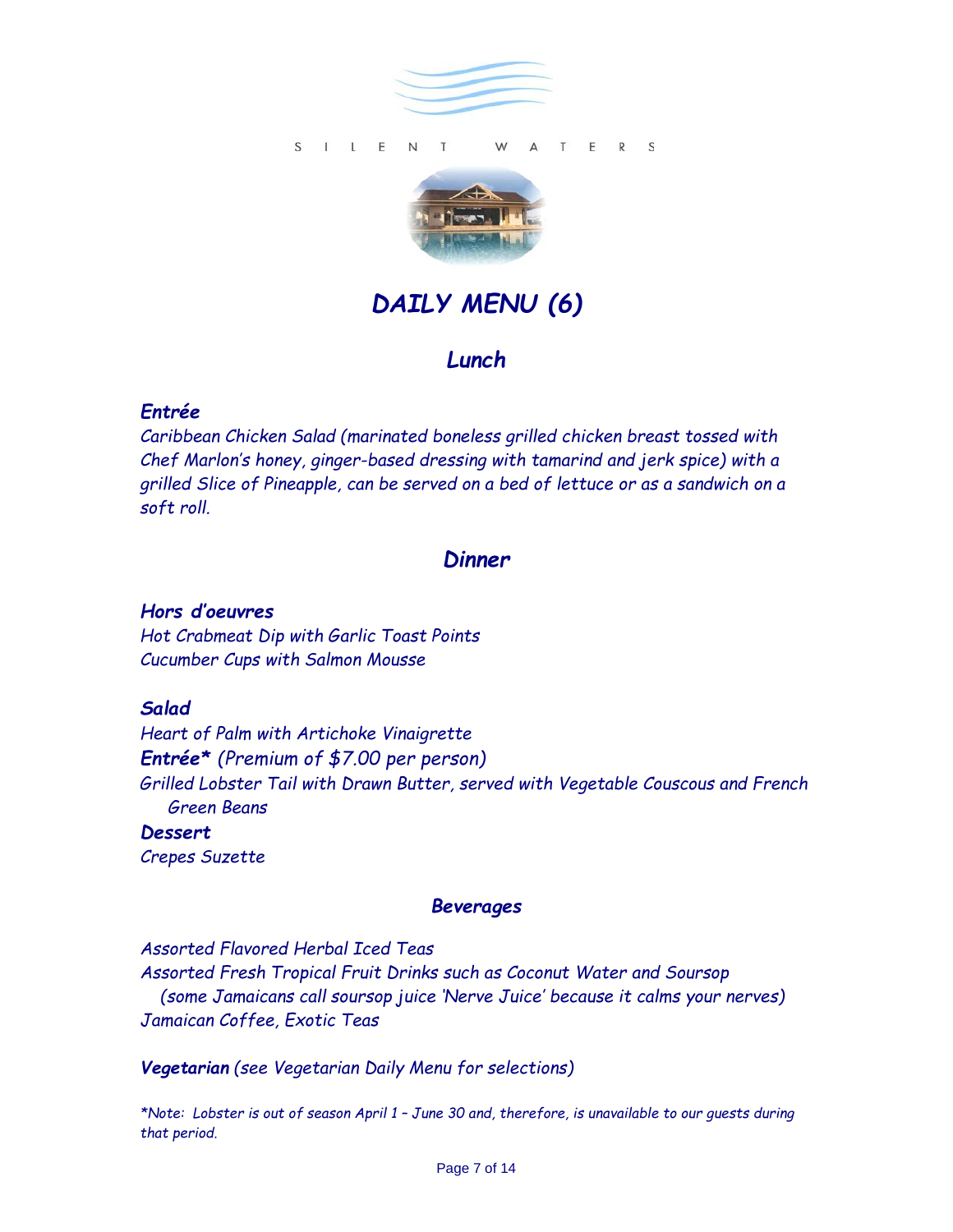S I L E N T   W A T E R S

# *DAILY MENU (6)*

## *Lunch*

***Entrée***

*Caribbean Chicken Salad (marinated boneless grilled chicken breast tossed with Chef Marlon's honey, ginger-based dressing with tamarind and jerk spice) with a grilled Slice of Pineapple, can be served on a bed of lettuce or as a sandwich on a soft roll.*

## *Dinner*

***Hors d'oeuvres***

*Hot Crabmeat Dip with Garlic Toast Points*
*Cucumber Cups with Salmon Mousse*

***Salad***

*Heart of Palm with Artichoke Vinaigrette*

***Entrée**** *(Premium of $7.00 per person)*

*Grilled Lobster Tail with Drawn Butter, served with Vegetable Couscous and French Green Beans*

***Dessert***

*Crepes Suzette*

### *Beverages*

*Assorted Flavored Herbal Iced Teas*
*Assorted Fresh Tropical Fruit Drinks such as Coconut Water and Soursop (some Jamaicans call soursop juice 'Nerve Juice' because it calms your nerves)*
*Jamaican Coffee, Exotic Teas*

***Vegetarian*** *(see Vegetarian Daily Menu for selections)*

**Note: Lobster is out of season April 1 – June 30 and, therefore, is unavailable to our guests during that period.*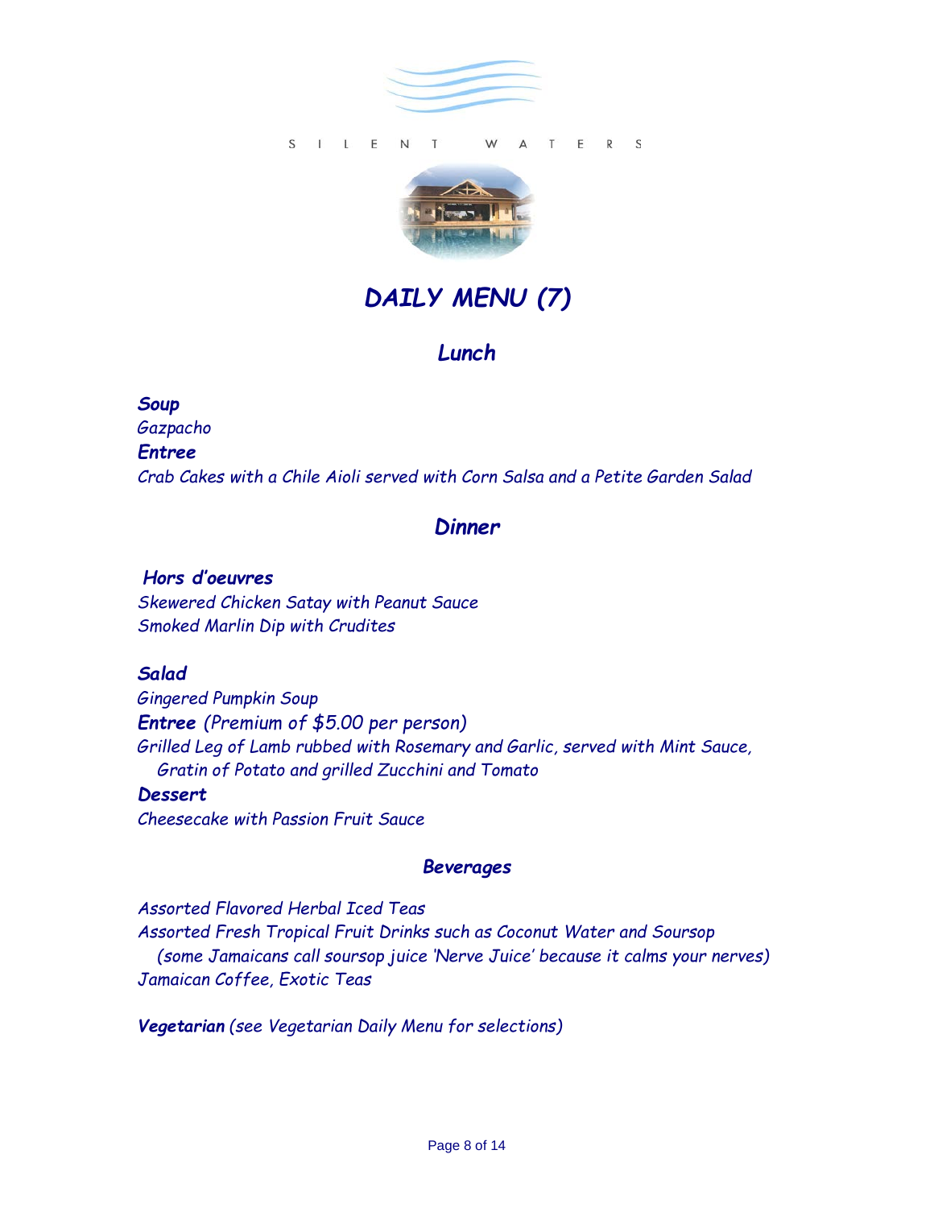S I L E N T   W A T E R S

# *DAILY MENU (7)*

## *Lunch*

***Soup***
*Gazpacho*
***Entree***
*Crab Cakes with a Chile Aioli served with Corn Salsa and a Petite Garden Salad*

## *Dinner*

***Hors d'oeuvres***
*Skewered Chicken Satay with Peanut Sauce*
*Smoked Marlin Dip with Crudites*

***Salad***
*Gingered Pumpkin Soup*
***Entree*** *(Premium of $5.00 per person)*
*Grilled Leg of Lamb rubbed with Rosemary and Garlic, served with Mint Sauce, Gratin of Potato and grilled Zucchini and Tomato*
***Dessert***
*Cheesecake with Passion Fruit Sauce*

### *Beverages*

*Assorted Flavored Herbal Iced Teas*
*Assorted Fresh Tropical Fruit Drinks such as Coconut Water and Soursop (some Jamaicans call soursop juice 'Nerve Juice' because it calms your nerves)*
*Jamaican Coffee, Exotic Teas*

***Vegetarian*** *(see Vegetarian Daily Menu for selections)*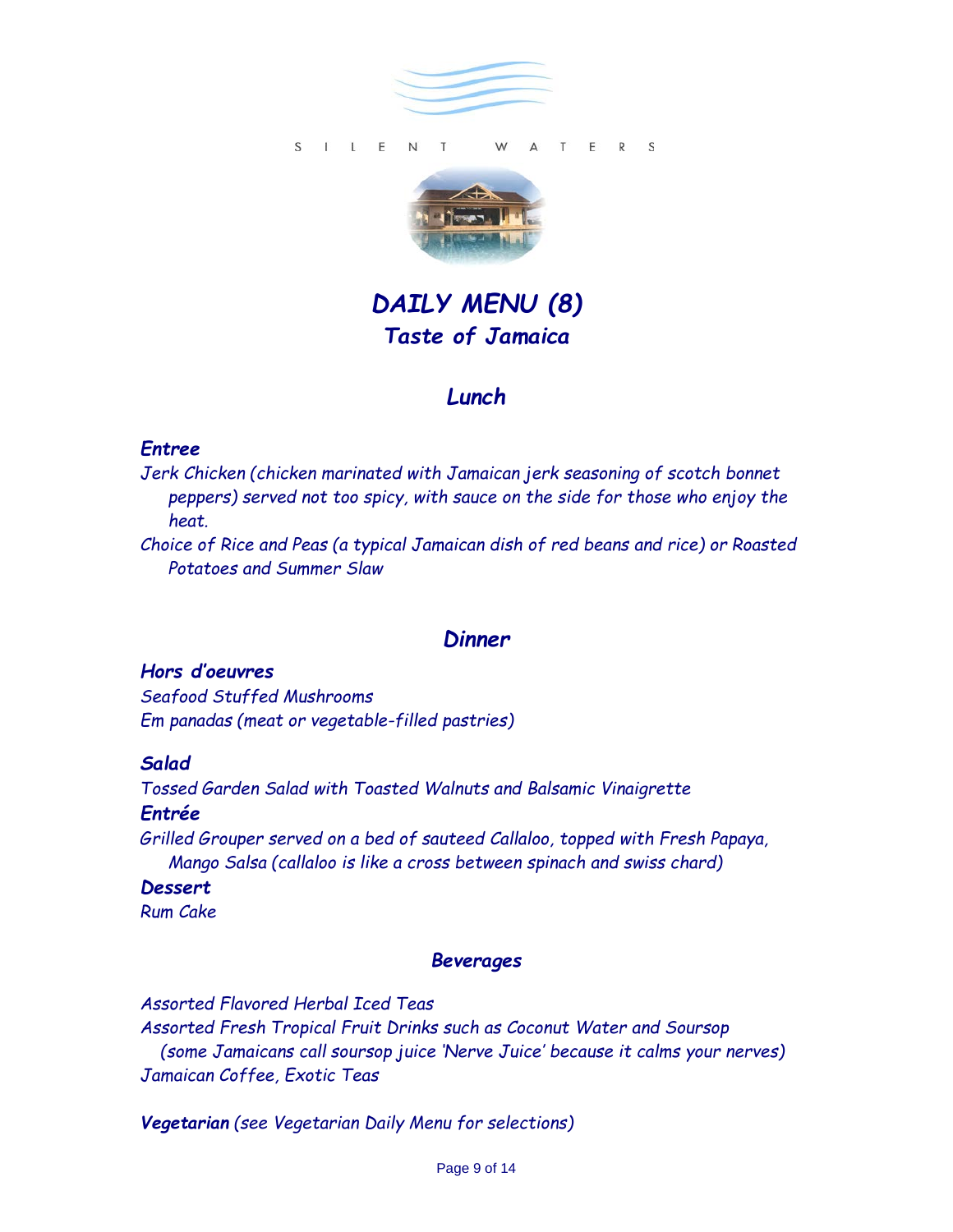S I L E N T   W A T E R S

# *DAILY MENU (8)*
## *Taste of Jamaica*

## *Lunch*

### *Entree*

*Jerk Chicken (chicken marinated with Jamaican jerk seasoning of scotch bonnet peppers) served not too spicy, with sauce on the side for those who enjoy the heat.*

*Choice of Rice and Peas (a typical Jamaican dish of red beans and rice) or Roasted Potatoes and Summer Slaw*

## *Dinner*

### *Hors d'oeuvres*

*Seafood Stuffed Mushrooms*
*Em panadas (meat or vegetable-filled pastries)*

### *Salad*

*Tossed Garden Salad with Toasted Walnuts and Balsamic Vinaigrette*

### *Entrée*

*Grilled Grouper served on a bed of sauteed Callaloo, topped with Fresh Papaya, Mango Salsa (callaloo is like a cross between spinach and swiss chard)*

### *Dessert*

*Rum Cake*

### *Beverages*

*Assorted Flavored Herbal Iced Teas*
*Assorted Fresh Tropical Fruit Drinks such as Coconut Water and Soursop (some Jamaicans call soursop juice 'Nerve Juice' because it calms your nerves)*
*Jamaican Coffee, Exotic Teas*

***Vegetarian** (see Vegetarian Daily Menu for selections)*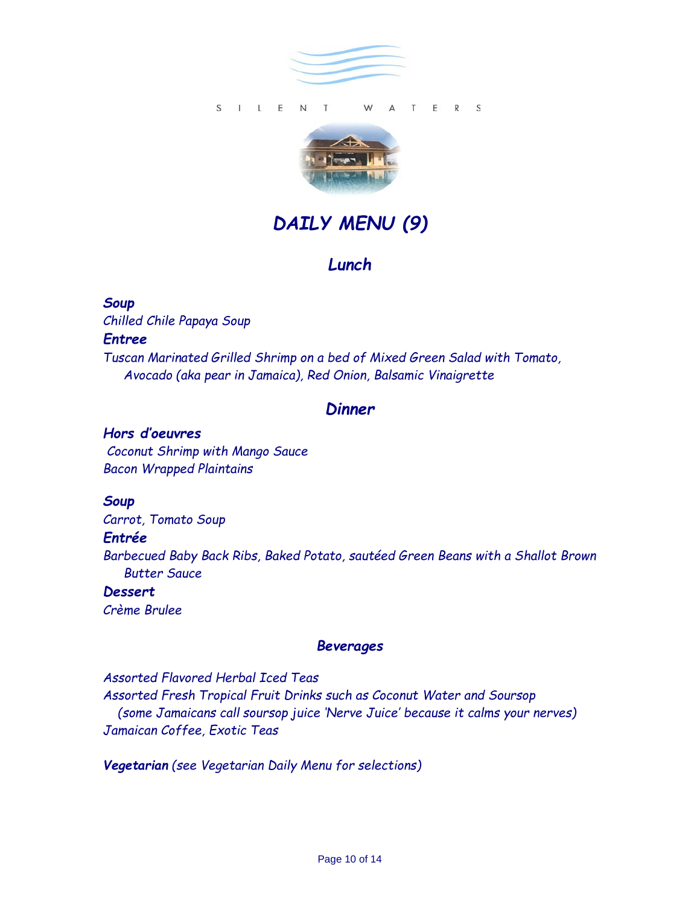S I L E N T   W A T E R S

# *DAILY MENU (9)*

## *Lunch*

***Soup***

*Chilled Chile Papaya Soup*

***Entree***

*Tuscan Marinated Grilled Shrimp on a bed of Mixed Green Salad with Tomato, Avocado (aka pear in Jamaica), Red Onion, Balsamic Vinaigrette*

## *Dinner*

***Hors d'oeuvres***

*Coconut Shrimp with Mango Sauce*
*Bacon Wrapped Plaintains*

***Soup***

*Carrot, Tomato Soup*

***Entrée***

*Barbecued Baby Back Ribs, Baked Potato, sautéed Green Beans with a Shallot Brown Butter Sauce*

***Dessert***

*Crème Brulee*

### *Beverages*

*Assorted Flavored Herbal Iced Teas*
*Assorted Fresh Tropical Fruit Drinks such as Coconut Water and Soursop (some Jamaicans call soursop juice 'Nerve Juice' because it calms your nerves)*
*Jamaican Coffee, Exotic Teas*

***Vegetarian*** *(see Vegetarian Daily Menu for selections)*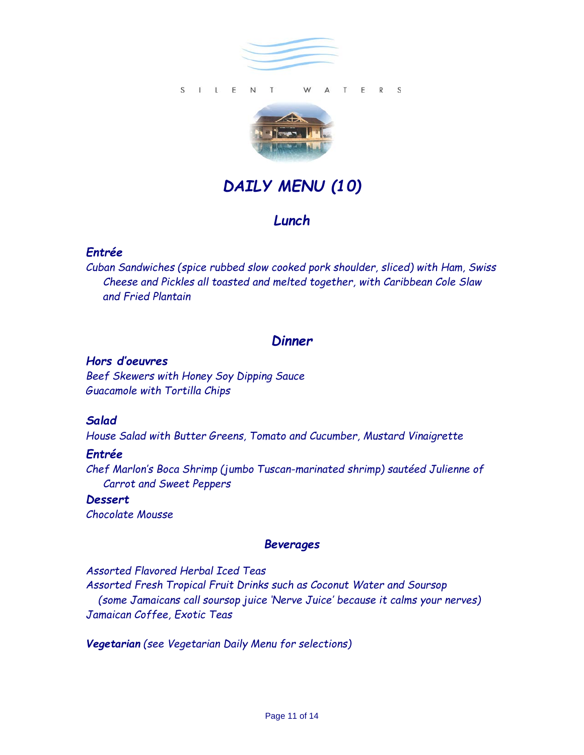S I L E N T   W A T E R S

# *DAILY MENU (10)*

## *Lunch*

### *Entrée*

*Cuban Sandwiches (spice rubbed slow cooked pork shoulder, sliced) with Ham, Swiss Cheese and Pickles all toasted and melted together, with Caribbean Cole Slaw and Fried Plantain*

## *Dinner*

### *Hors d'oeuvres*

*Beef Skewers with Honey Soy Dipping Sauce*
*Guacamole with Tortilla Chips*

### *Salad*

*House Salad with Butter Greens, Tomato and Cucumber, Mustard Vinaigrette*

### *Entrée*

*Chef Marlon's Boca Shrimp (jumbo Tuscan-marinated shrimp) sautéed Julienne of Carrot and Sweet Peppers*

### *Dessert*

*Chocolate Mousse*

## *Beverages*

*Assorted Flavored Herbal Iced Teas*
*Assorted Fresh Tropical Fruit Drinks such as Coconut Water and Soursop (some Jamaicans call soursop juice 'Nerve Juice' because it calms your nerves)*
*Jamaican Coffee, Exotic Teas*

***Vegetarian*** *(see Vegetarian Daily Menu for selections)*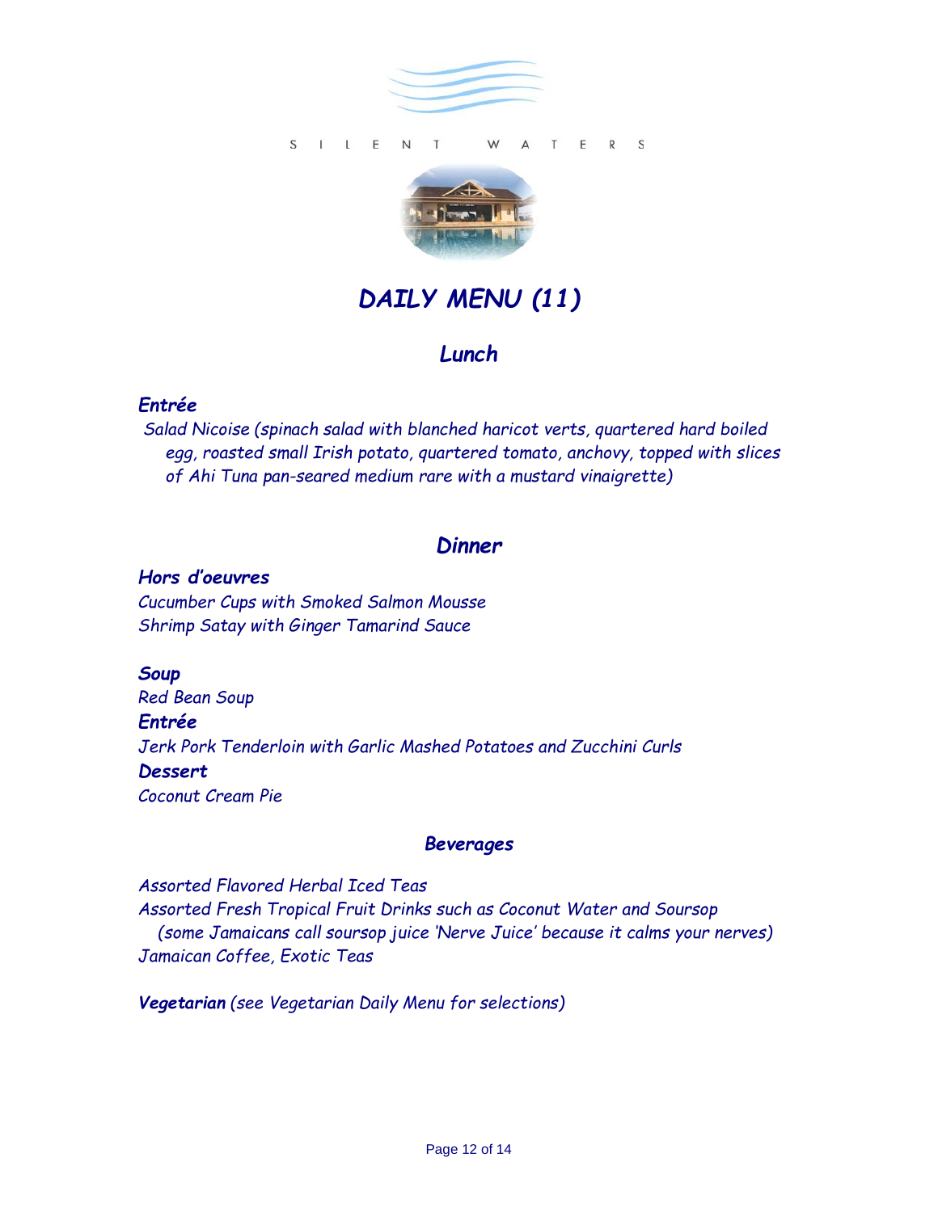S I L E N T W A T E R S

# *DAILY MENU (11)*

## *Lunch*

***Entrée***

*Salad Nicoise (spinach salad with blanched haricot verts, quartered hard boiled egg, roasted small Irish potato, quartered tomato, anchovy, topped with slices of Ahi Tuna pan-seared medium rare with a mustard vinaigrette)*

## *Dinner*

***Hors d'oeuvres***

*Cucumber Cups with Smoked Salmon Mousse*
*Shrimp Satay with Ginger Tamarind Sauce*

***Soup***

*Red Bean Soup*

***Entrée***

*Jerk Pork Tenderloin with Garlic Mashed Potatoes and Zucchini Curls*

***Dessert***

*Coconut Cream Pie*

### *Beverages*

*Assorted Flavored Herbal Iced Teas*
*Assorted Fresh Tropical Fruit Drinks such as Coconut Water and Soursop (some Jamaicans call soursop juice 'Nerve Juice' because it calms your nerves)*
*Jamaican Coffee, Exotic Teas*

***Vegetarian*** *(see Vegetarian Daily Menu for selections)*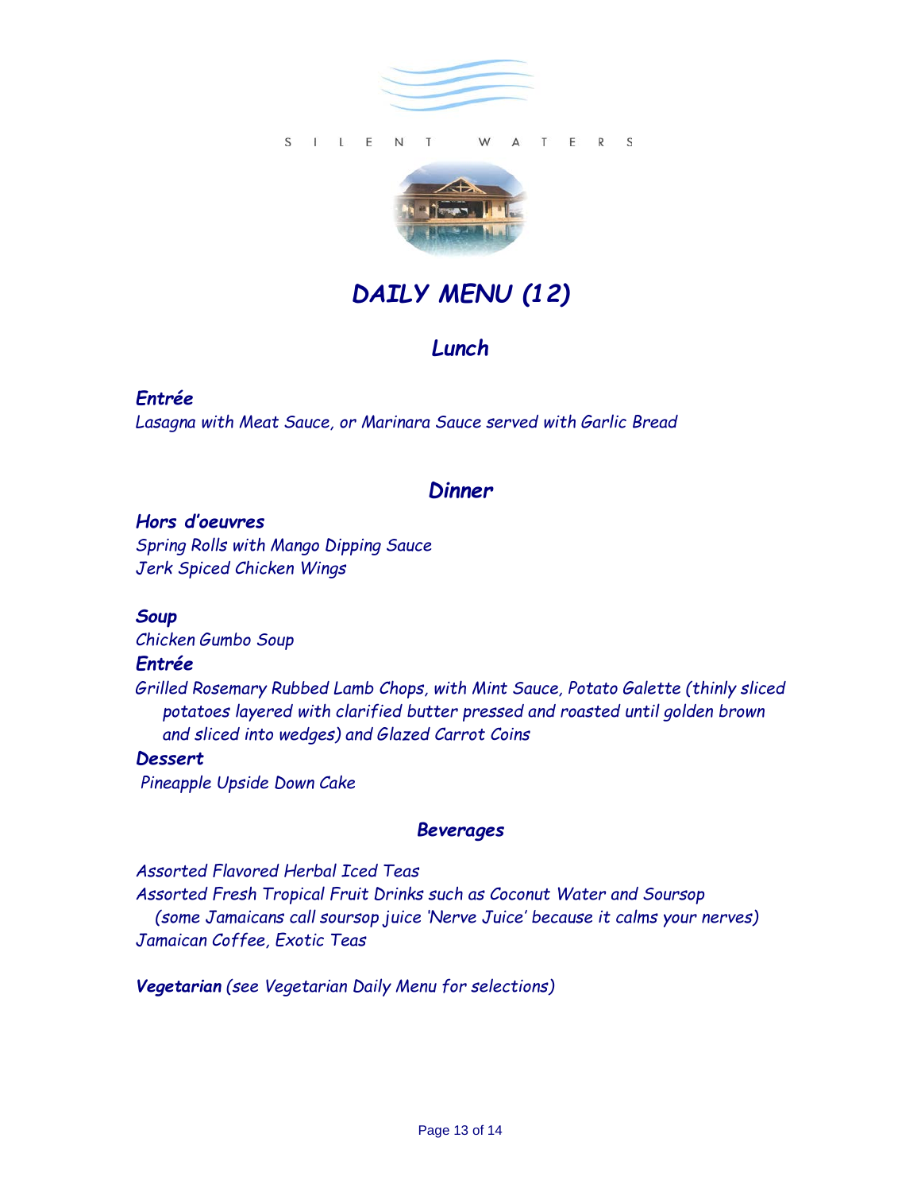S I L E N T   W A T E R S

# *DAILY MENU (12)*

## *Lunch*

***Entrée***
*Lasagna with Meat Sauce, or Marinara Sauce served with Garlic Bread*

## *Dinner*

***Hors d'oeuvres***
*Spring Rolls with Mango Dipping Sauce*
*Jerk Spiced Chicken Wings*

***Soup***
*Chicken Gumbo Soup*

***Entrée***
*Grilled Rosemary Rubbed Lamb Chops, with Mint Sauce, Potato Galette (thinly sliced potatoes layered with clarified butter pressed and roasted until golden brown and sliced into wedges) and Glazed Carrot Coins*

***Dessert***
*Pineapple Upside Down Cake*

### *Beverages*

*Assorted Flavored Herbal Iced Teas*
*Assorted Fresh Tropical Fruit Drinks such as Coconut Water and Soursop (some Jamaicans call soursop juice 'Nerve Juice' because it calms your nerves)*
*Jamaican Coffee, Exotic Teas*

***Vegetarian*** *(see Vegetarian Daily Menu for selections)*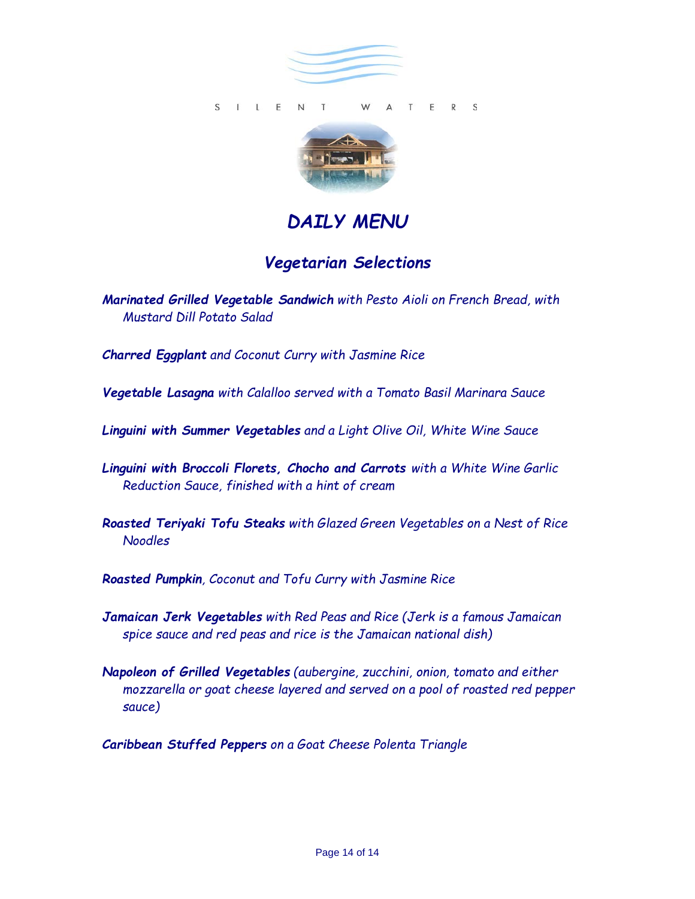S I L E N T W A T E R S

# *DAILY MENU*

## *Vegetarian Selections*

***Marinated Grilled Vegetable Sandwich*** *with Pesto Aioli on French Bread, with Mustard Dill Potato Salad*

***Charred Eggplant*** *and Coconut Curry with Jasmine Rice*

***Vegetable Lasagna*** *with Calalloo served with a Tomato Basil Marinara Sauce*

***Linguini with Summer Vegetables*** *and a Light Olive Oil, White Wine Sauce*

***Linguini with Broccoli Florets, Chocho and Carrots*** *with a White Wine Garlic Reduction Sauce, finished with a hint of cream*

***Roasted Teriyaki Tofu Steaks*** *with Glazed Green Vegetables on a Nest of Rice Noodles*

***Roasted Pumpkin****, Coconut and Tofu Curry with Jasmine Rice*

***Jamaican Jerk Vegetables*** *with Red Peas and Rice (Jerk is a famous Jamaican spice sauce and red peas and rice is the Jamaican national dish)*

***Napoleon of Grilled Vegetables*** *(aubergine, zucchini, onion, tomato and either mozzarella or goat cheese layered and served on a pool of roasted red pepper sauce)*

***Caribbean Stuffed Peppers*** *on a Goat Cheese Polenta Triangle*